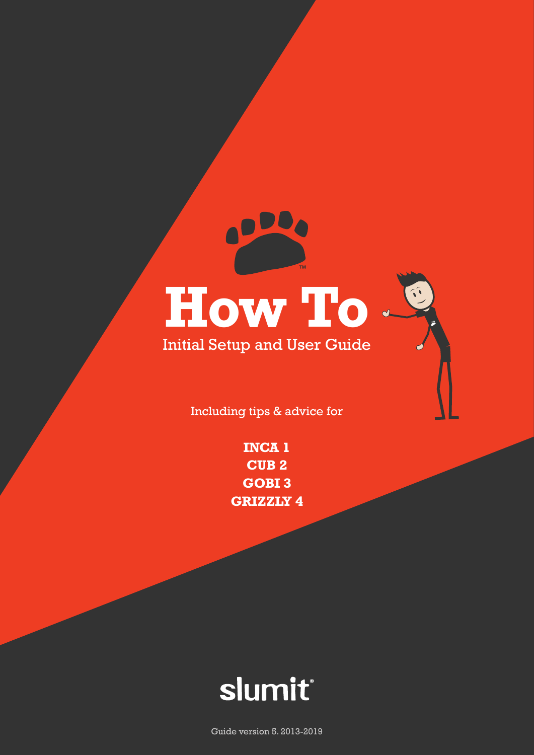# How To

Initial Setup and User Guide

Including tips & advice for

**INCA 1**
**CUB 2**
**GOBI 3**
**GRIZZLY 4**

slumit®

Guide version 5. 2013-2019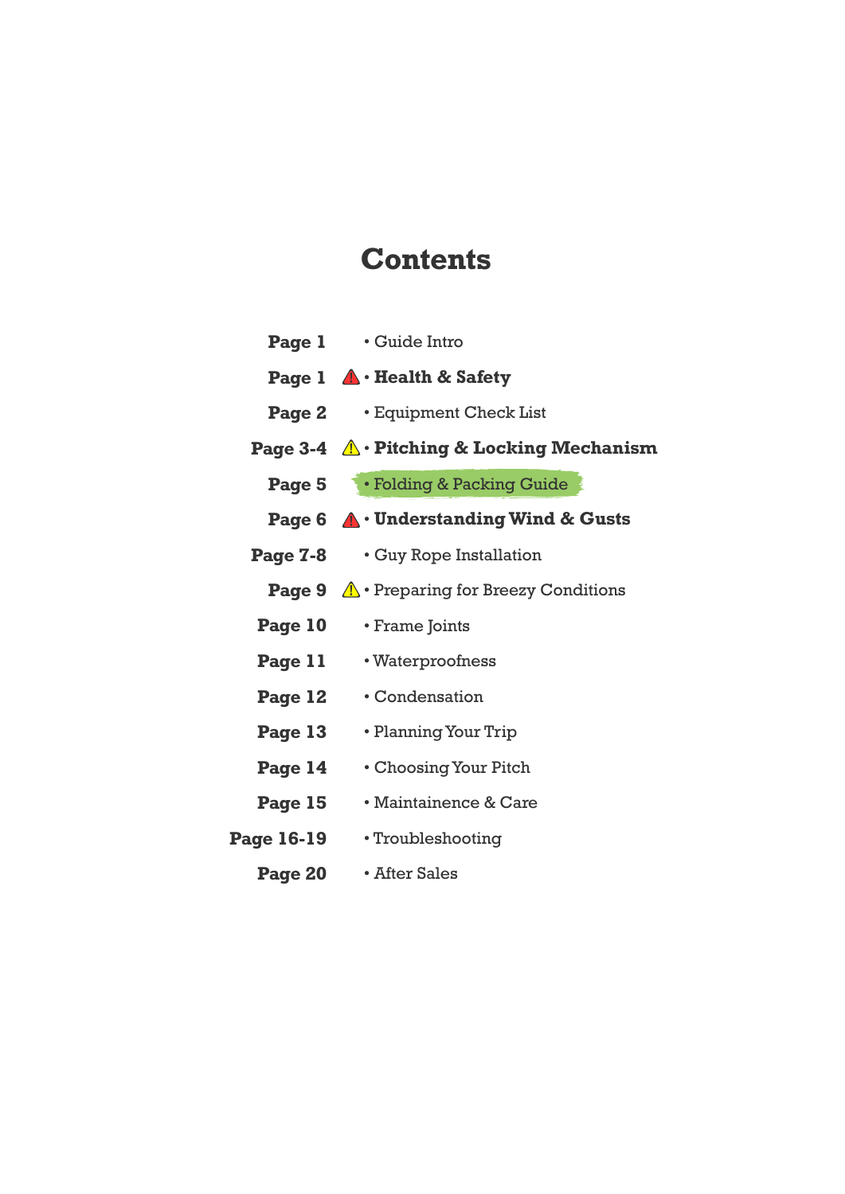# Contents

| | |
|---|---|
| **Page 1** | • Guide Intro |
| **Page 1** | ⚠ • **Health & Safety** |
| **Page 2** | • Equipment Check List |
| **Page 3-4** | ⚠ • **Pitching & Locking Mechanism** |
| **Page 5** | • Folding & Packing Guide |
| **Page 6** | ⚠ • **Understanding Wind & Gusts** |
| **Page 7-8** | • Guy Rope Installation |
| **Page 9** | ⚠ • Preparing for Breezy Conditions |
| **Page 10** | • Frame Joints |
| **Page 11** | • Waterproofness |
| **Page 12** | • Condensation |
| **Page 13** | • Planning Your Trip |
| **Page 14** | • Choosing Your Pitch |
| **Page 15** | • Maintainence & Care |
| **Page 16-19** | • Troubleshooting |
| **Page 20** | • After Sales |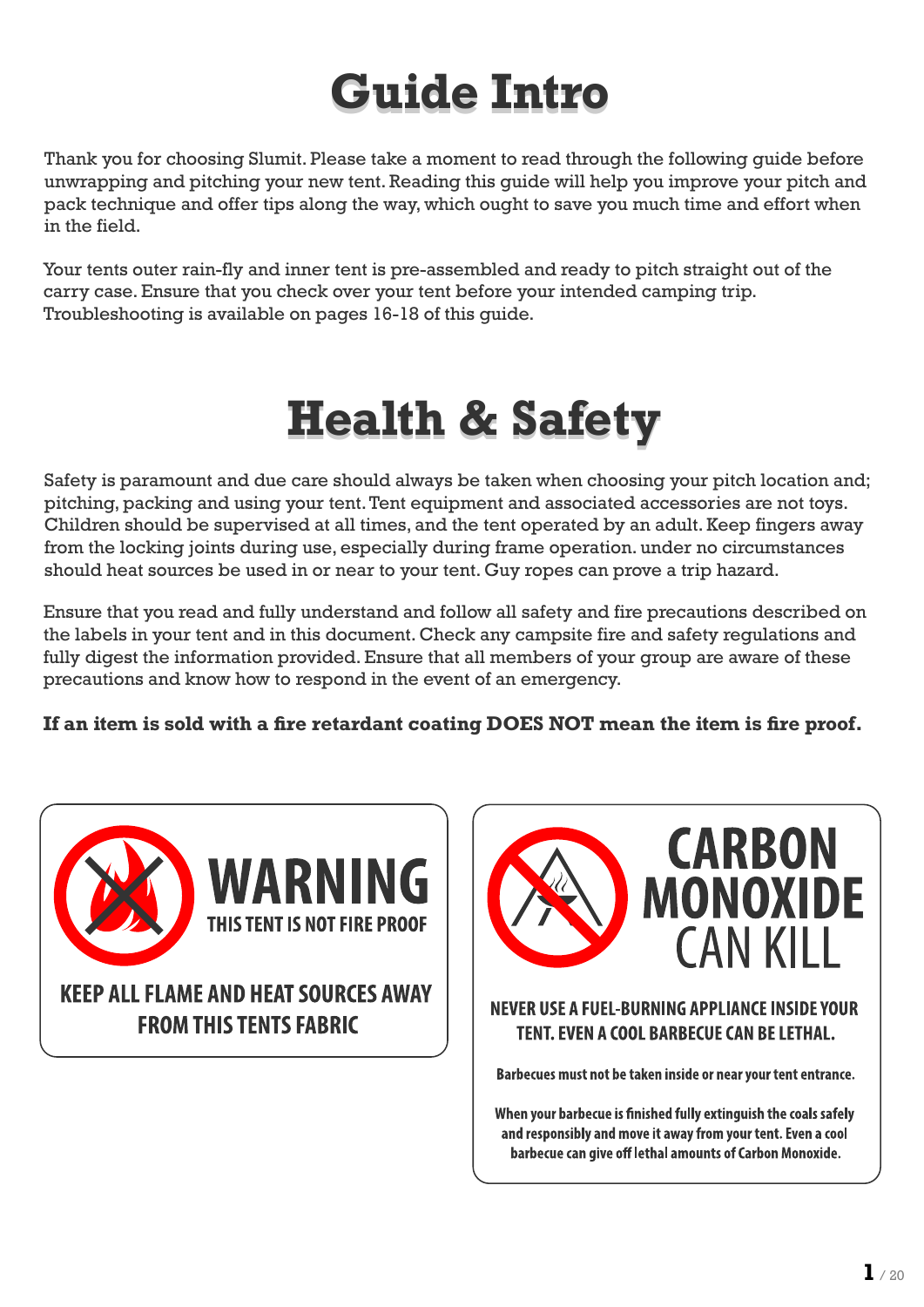# Guide Intro

Thank you for choosing Slumit. Please take a moment to read through the following guide before unwrapping and pitching your new tent. Reading this guide will help you improve your pitch and pack technique and offer tips along the way, which ought to save you much time and effort when in the field.

Your tents outer rain-fly and inner tent is pre-assembled and ready to pitch straight out of the carry case. Ensure that you check over your tent before your intended camping trip. Troubleshooting is available on pages 16-18 of this guide.

# Health & Safety

Safety is paramount and due care should always be taken when choosing your pitch location and; pitching, packing and using your tent. Tent equipment and associated accessories are not toys. Children should be supervised at all times, and the tent operated by an adult. Keep fingers away from the locking joints during use, especially during frame operation. under no circumstances should heat sources be used in or near to your tent. Guy ropes can prove a trip hazard.

Ensure that you read and fully understand and follow all safety and fire precautions described on the labels in your tent and in this document. Check any campsite fire and safety regulations and fully digest the information provided. Ensure that all members of your group are aware of these precautions and know how to respond in the event of an emergency.

**If an item is sold with a fire retardant coating DOES NOT mean the item is fire proof.**

**WARNING**

**THIS TENT IS NOT FIRE PROOF**

**KEEP ALL FLAME AND HEAT SOURCES AWAY FROM THIS TENTS FABRIC**

**CARBON MONOXIDE CAN KILL**

**NEVER USE A FUEL-BURNING APPLIANCE INSIDE YOUR TENT. EVEN A COOL BARBECUE CAN BE LETHAL.**

**Barbecues must not be taken inside or near your tent entrance.**

**When your barbecue is finished fully extinguish the coals safely and responsibly and move it away from your tent. Even a cool barbecue can give off lethal amounts of Carbon Monoxide.**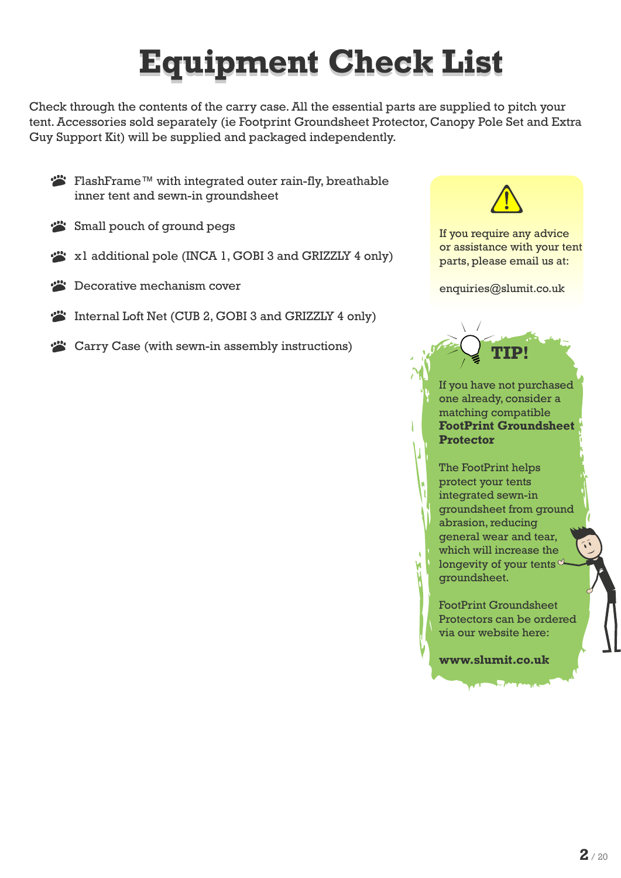# Equipment Check List

Check through the contents of the carry case. All the essential parts are supplied to pitch your tent. Accessories sold separately (ie Footprint Groundsheet Protector, Canopy Pole Set and Extra Guy Support Kit) will be supplied and packaged independently.

- FlashFrame™ with integrated outer rain-fly, breathable inner tent and sewn-in groundsheet
- Small pouch of ground pegs
- x1 additional pole (INCA 1, GOBI 3 and GRIZZLY 4 only)
- Decorative mechanism cover
- Internal Loft Net (CUB 2, GOBI 3 and GRIZZLY 4 only)
- Carry Case (with sewn-in assembly instructions)

If you require any advice or assistance with your tent parts, please email us at:

enquiries@slumit.co.uk

**TIP!**

If you have not purchased one already, consider a matching compatible **FootPrint Groundsheet Protector**

The FootPrint helps protect your tents integrated sewn-in groundsheet from ground abrasion, reducing general wear and tear, which will increase the longevity of your tents groundsheet.

FootPrint Groundsheet Protectors can be ordered via our website here:

**www.slumit.co.uk**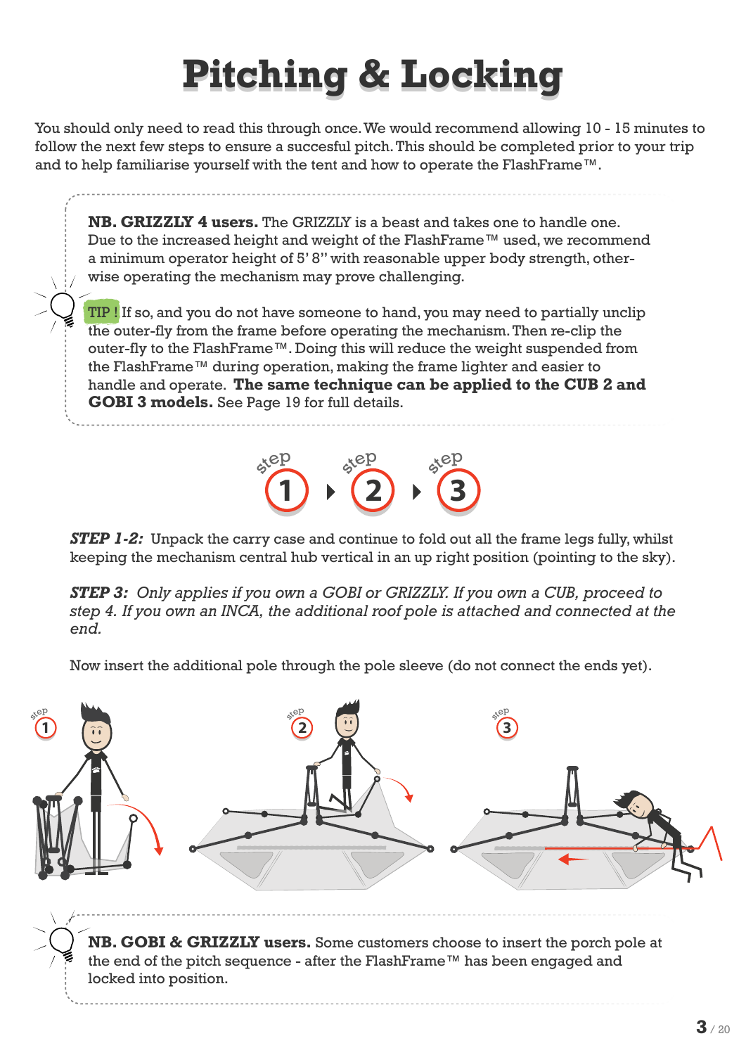# Pitching & Locking

You should only need to read this through once. We would recommend allowing 10 - 15 minutes to follow the next few steps to ensure a succesful pitch. This should be completed prior to your trip and to help familiarise yourself with the tent and how to operate the FlashFrame™.

**NB. GRIZZLY 4 users.** The GRIZZLY is a beast and takes one to handle one. Due to the increased height and weight of the FlashFrame™ used, we recommend a minimum operator height of 5' 8" with reasonable upper body strength, otherwise operating the mechanism may prove challenging.

TIP ! If so, and you do not have someone to hand, you may need to partially unclip the outer-fly from the frame before operating the mechanism. Then re-clip the outer-fly to the FlashFrame™. Doing this will reduce the weight suspended from the FlashFrame™ during operation, making the frame lighter and easier to handle and operate. **The same technique can be applied to the CUB 2 and GOBI 3 models.** See Page 19 for full details.

step 1 ▸ step 2 ▸ step 3

***STEP 1-2:*** Unpack the carry case and continue to fold out all the frame legs fully, whilst keeping the mechanism central hub vertical in an up right position (pointing to the sky).

***STEP 3:*** *Only applies if you own a GOBI or GRIZZLY. If you own a CUB, proceed to step 4. If you own an INCA, the additional roof pole is attached and connected at the end.*

Now insert the additional pole through the pole sleeve (do not connect the ends yet).

**NB. GOBI & GRIZZLY users.** Some customers choose to insert the porch pole at the end of the pitch sequence - after the FlashFrame™ has been engaged and locked into position.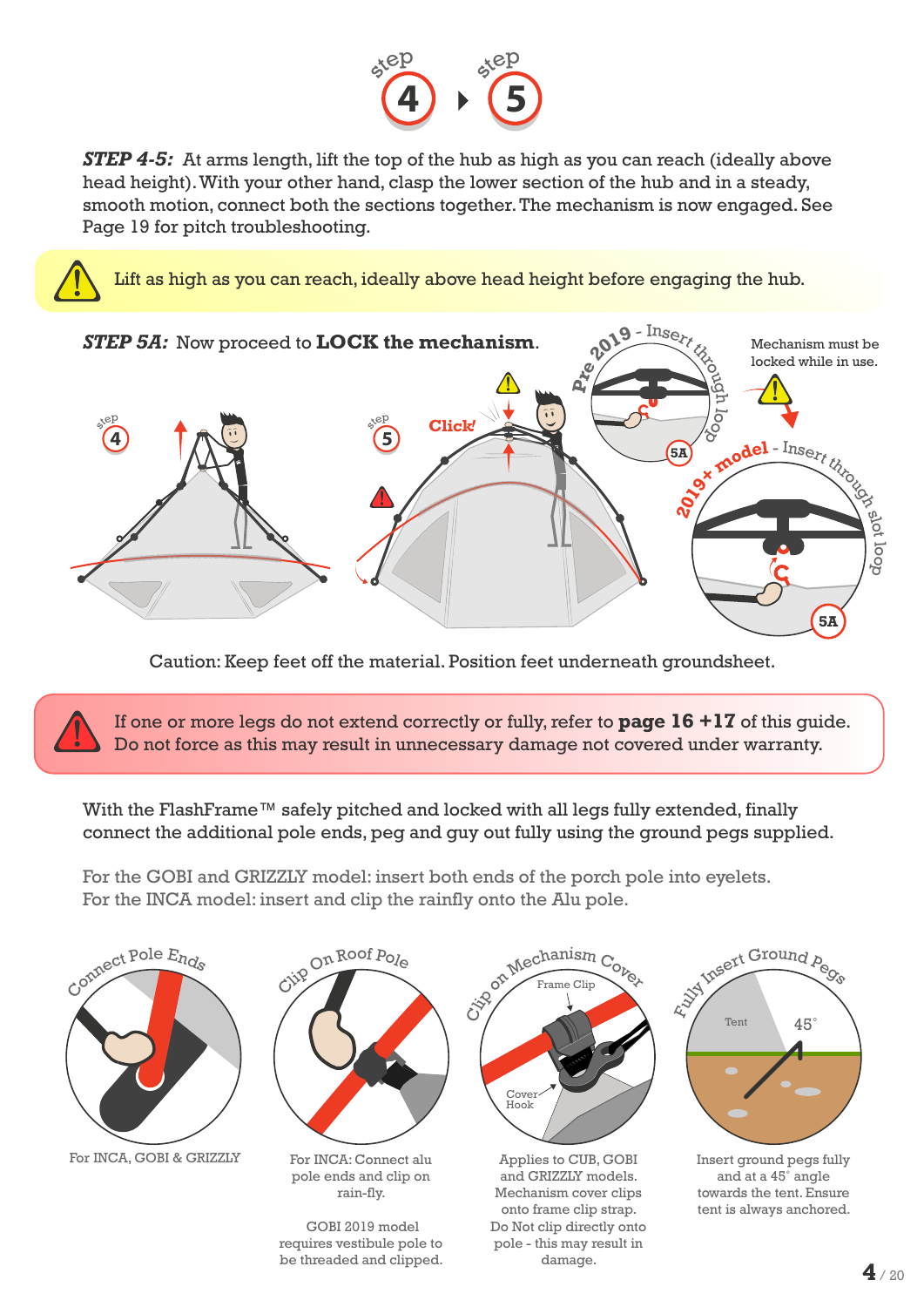step 4 ▸ step 5

***STEP 4-5:*** At arms length, lift the top of the hub as high as you can reach (ideally above head height). With your other hand, clasp the lower section of the hub and in a steady, smooth motion, connect both the sections together. The mechanism is now engaged. See Page 19 for pitch troubleshooting.

⚠ Lift as high as you can reach, ideally above head height before engaging the hub.

***STEP 5A:*** Now proceed to **LOCK the mechanism**.

Pre 2019 - Insert through loop

Mechanism must be locked while in use.

2019+ model - Insert through slot loop

Click!

Caution: Keep feet off the material. Position feet underneath groundsheet.

⚠ If one or more legs do not extend correctly or fully, refer to **page 16 +17** of this guide. Do not force as this may result in unnecessary damage not covered under warranty.

With the FlashFrame™ safely pitched and locked with all legs fully extended, finally connect the additional pole ends, peg and guy out fully using the ground pegs supplied.

For the GOBI and GRIZZLY model: insert both ends of the porch pole into eyelets.
For the INCA model: insert and clip the rainfly onto the Alu pole.

**Connect Pole Ends**

For INCA, GOBI & GRIZZLY

**Clip On Roof Pole**

For INCA: Connect alu pole ends and clip on rain-fly.

GOBI 2019 model requires vestibule pole to be threaded and clipped.

**Clip on Mechanism Cover**

Frame Clip

Cover Hook

Applies to CUB, GOBI and GRIZZLY models. Mechanism cover clips onto frame clip strap. Do Not clip directly onto pole - this may result in damage.

**Fully Insert Ground Pegs**

Tent

45°

Insert ground pegs fully and at a 45° angle towards the tent. Ensure tent is always anchored.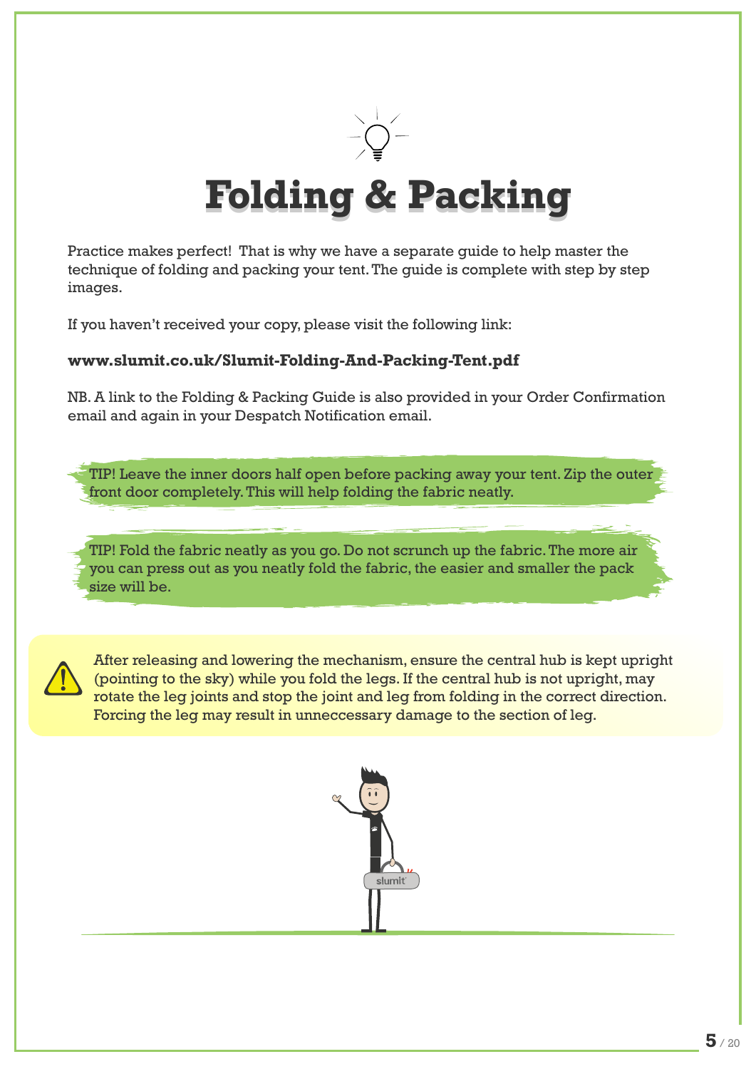# Folding & Packing

Practice makes perfect! That is why we have a separate guide to help master the technique of folding and packing your tent. The guide is complete with step by step images.

If you haven't received your copy, please visit the following link:

**www.slumit.co.uk/Slumit-Folding-And-Packing-Tent.pdf**

NB. A link to the Folding & Packing Guide is also provided in your Order Confirmation email and again in your Despatch Notification email.

TIP! Leave the inner doors half open before packing away your tent. Zip the outer front door completely. This will help folding the fabric neatly.

TIP! Fold the fabric neatly as you go. Do not scrunch up the fabric. The more air you can press out as you neatly fold the fabric, the easier and smaller the pack size will be.

After releasing and lowering the mechanism, ensure the central hub is kept upright (pointing to the sky) while you fold the legs. If the central hub is not upright, may rotate the leg joints and stop the joint and leg from folding in the correct direction. Forcing the leg may result in unneccessary damage to the section of leg.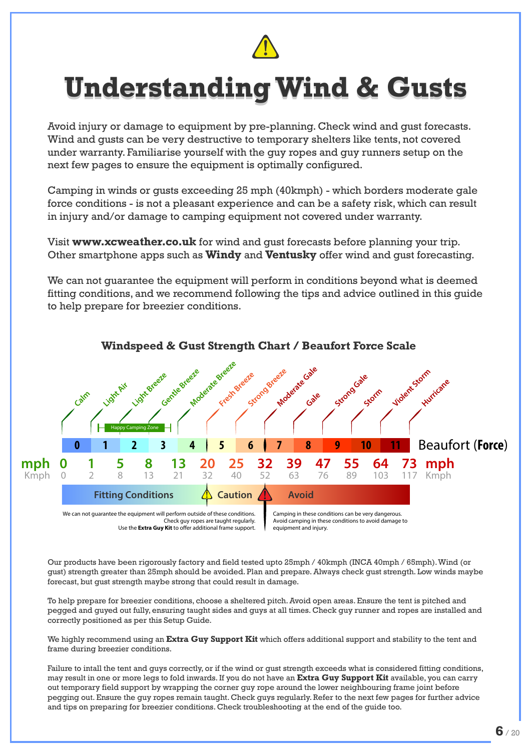# Understanding Wind & Gusts

Avoid injury or damage to equipment by pre-planning. Check wind and gust forecasts. Wind and gusts can be very destructive to temporary shelters like tents, not covered under warranty. Familiarise yourself with the guy ropes and guy runners setup on the next few pages to ensure the equipment is optimally configured.

Camping in winds or gusts exceeding 25 mph (40kmph) - which borders moderate gale force conditions - is not a pleasant experience and can be a safety risk, which can result in injury and/or damage to camping equipment not covered under warranty.

Visit **www.xcweather.co.uk** for wind and gust forecasts before planning your trip. Other smartphone apps such as **Windy** and **Ventusky** offer wind and gust forecasting.

We can not guarantee the equipment will perform in conditions beyond what is deemed fitting conditions, and we recommend following the tips and advice outlined in this guide to help prepare for breezier conditions.

### Windspeed & Gust Strength Chart / Beaufort Force Scale

| Beaufort (Force) | Description | mph | Kmph |
|---|---|---|---|
| 0 | Calm | 0 | 0 |
| 1 | Light Air | 1 | 2 |
| 2 | Light Breeze | 5 | 8 |
| 3 | Gentle Breeze | 8 | 13 |
| 4 | Moderate Breeze | 13 | 21 |
| 5 | Fresh Breeze | 20 | 32 |
| 6 | Strong Breeze | 25 | 40 |
| 7 | Moderate Gale | 32 | 52 |
| 8 | Gale | 39 | 63 |
| 9 | Strong Gale | 47 | 76 |
| 10 | Storm | 55 | 89 |
| 11 | Violent Storm | 64 | 103 |
| | Hurricane | 73 | 117 |

Happy Camping Zone: Force 1–4

**Fitting Conditions** (Force 0–4) | **Caution** (Force 5–6) | **Avoid** (Force 7+)

Caution: We can not guarantee the equipment will perform outside of these conditions. Check guy ropes are taught regularly. Use the **Extra Guy Kit** to offer additional frame support.

Avoid: Camping in these conditions can be very dangerous. Avoid camping in these conditions to avoid damage to equipment and injury.

Our products have been rigorously factory and field tested upto 25mph / 40kmph (INCA 40mph / 65mph). Wind (or gust) strength greater than 25mph should be avoided. Plan and prepare. Always check gust strength. Low winds maybe forecast, but gust strength maybe strong that could result in damage.

To help prepare for breezier conditions, choose a sheltered pitch. Avoid open areas. Ensure the tent is pitched and pegged and guyed out fully, ensuring taught sides and guys at all times. Check guy runner and ropes are installed and correctly positioned as per this Setup Guide.

We highly recommend using an **Extra Guy Support Kit** which offers additional support and stability to the tent and frame during breezier conditions.

Failure to intall the tent and guys correctly, or if the wind or gust strength exceeds what is considered fitting conditions, may result in one or more legs to fold inwards. If you do not have an **Extra Guy Support Kit** available, you can carry out temporary field support by wrapping the corner guy rope around the lower neighbouring frame joint before pegging out. Ensure the guy ropes remain taught. Check guys regularly. Refer to the next few pages for further advice and tips on preparing for breezier conditions. Check troubleshooting at the end of the guide too.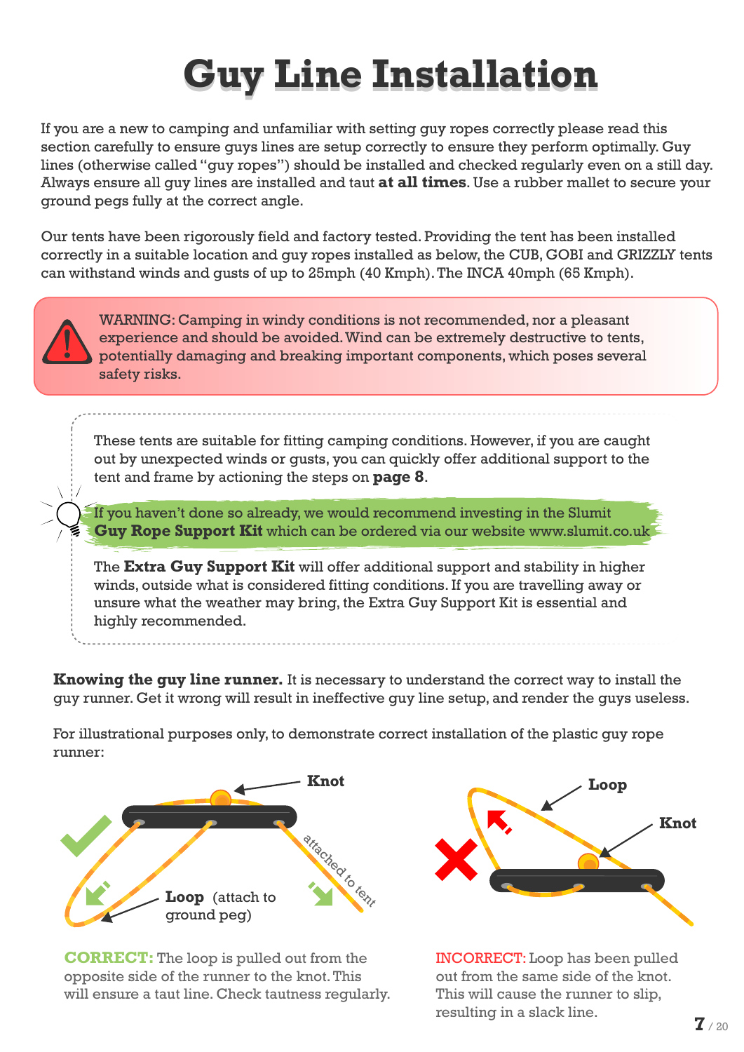# Guy Line Installation

If you are a new to camping and unfamiliar with setting guy ropes correctly please read this section carefully to ensure guys lines are setup correctly to ensure they perform optimally. Guy lines (otherwise called "guy ropes") should be installed and checked regularly even on a still day. Always ensure all guy lines are installed and taut **at all times**. Use a rubber mallet to secure your ground pegs fully at the correct angle.

Our tents have been rigorously field and factory tested. Providing the tent has been installed correctly in a suitable location and guy ropes installed as below, the CUB, GOBI and GRIZZLY tents can withstand winds and gusts of up to 25mph (40 Kmph). The INCA 40mph (65 Kmph).

WARNING: Camping in windy conditions is not recommended, nor a pleasant experience and should be avoided. Wind can be extremely destructive to tents, potentially damaging and breaking important components, which poses several safety risks.

These tents are suitable for fitting camping conditions. However, if you are caught out by unexpected winds or gusts, you can quickly offer additional support to the tent and frame by actioning the steps on **page 8**.

If you haven't done so already, we would recommend investing in the Slumit **Guy Rope Support Kit** which can be ordered via our website www.slumit.co.uk

The **Extra Guy Support Kit** will offer additional support and stability in higher winds, outside what is considered fitting conditions. If you are travelling away or unsure what the weather may bring, the Extra Guy Support Kit is essential and highly recommended.

**Knowing the guy line runner.** It is necessary to understand the correct way to install the guy runner. Get it wrong will result in ineffective guy line setup, and render the guys useless.

For illustrational purposes only, to demonstrate correct installation of the plastic guy rope runner:

Knot

attached to tent

**Loop** (attach to ground peg)

**CORRECT:** The loop is pulled out from the opposite side of the runner to the knot. This will ensure a taut line. Check tautness regularly.

Loop

Knot

INCORRECT: Loop has been pulled out from the same side of the knot. This will cause the runner to slip, resulting in a slack line.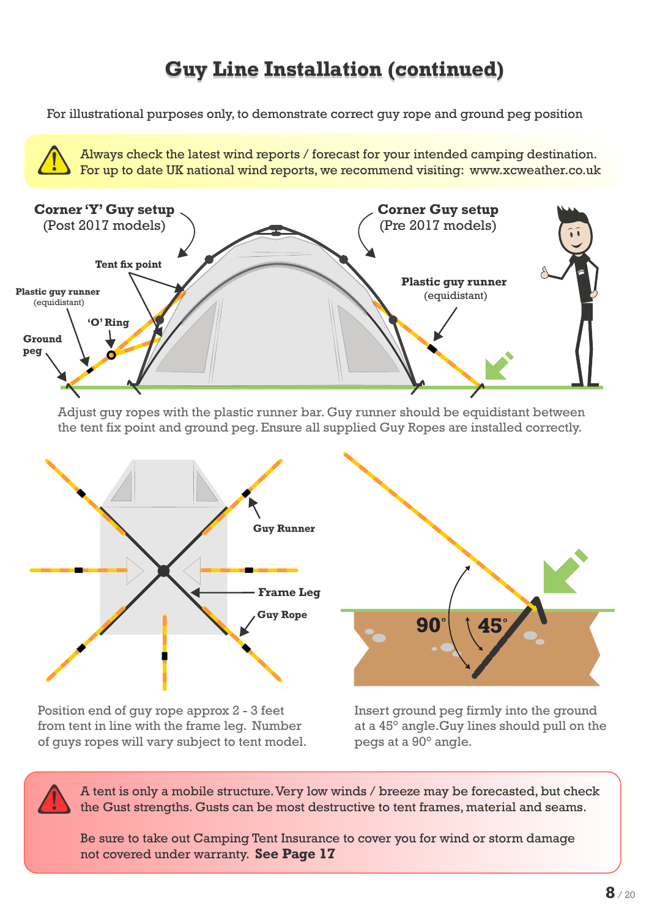# Guy Line Installation (continued)

For illustrational purposes only, to demonstrate correct guy rope and ground peg position

Always check the latest wind reports / forecast for your intended camping destination. For up to date UK national wind reports, we recommend visiting: www.xcweather.co.uk

**Corner 'Y' Guy setup** (Post 2017 models)

**Corner Guy setup** (Pre 2017 models)

**Tent fix point**

**Plastic guy runner** (equidistant)

**'O' Ring**

**Ground peg**

**Plastic guy runner** (equidistant)

Adjust guy ropes with the plastic runner bar. Guy runner should be equidistant between the tent fix point and ground peg. Ensure all supplied Guy Ropes are installed correctly.

**Guy Runner**

**Frame Leg**

**Guy Rope**

90° 45°

Position end of guy rope approx 2 - 3 feet from tent in line with the frame leg. Number of guys ropes will vary subject to tent model.

Insert ground peg firmly into the ground at a 45° angle. Guy lines should pull on the pegs at a 90° angle.

A tent is only a mobile structure. Very low winds / breeze may be forecasted, but check the Gust strengths. Gusts can be most destructive to tent frames, material and seams.

Be sure to take out Camping Tent Insurance to cover you for wind or storm damage not covered under warranty. **See Page 17**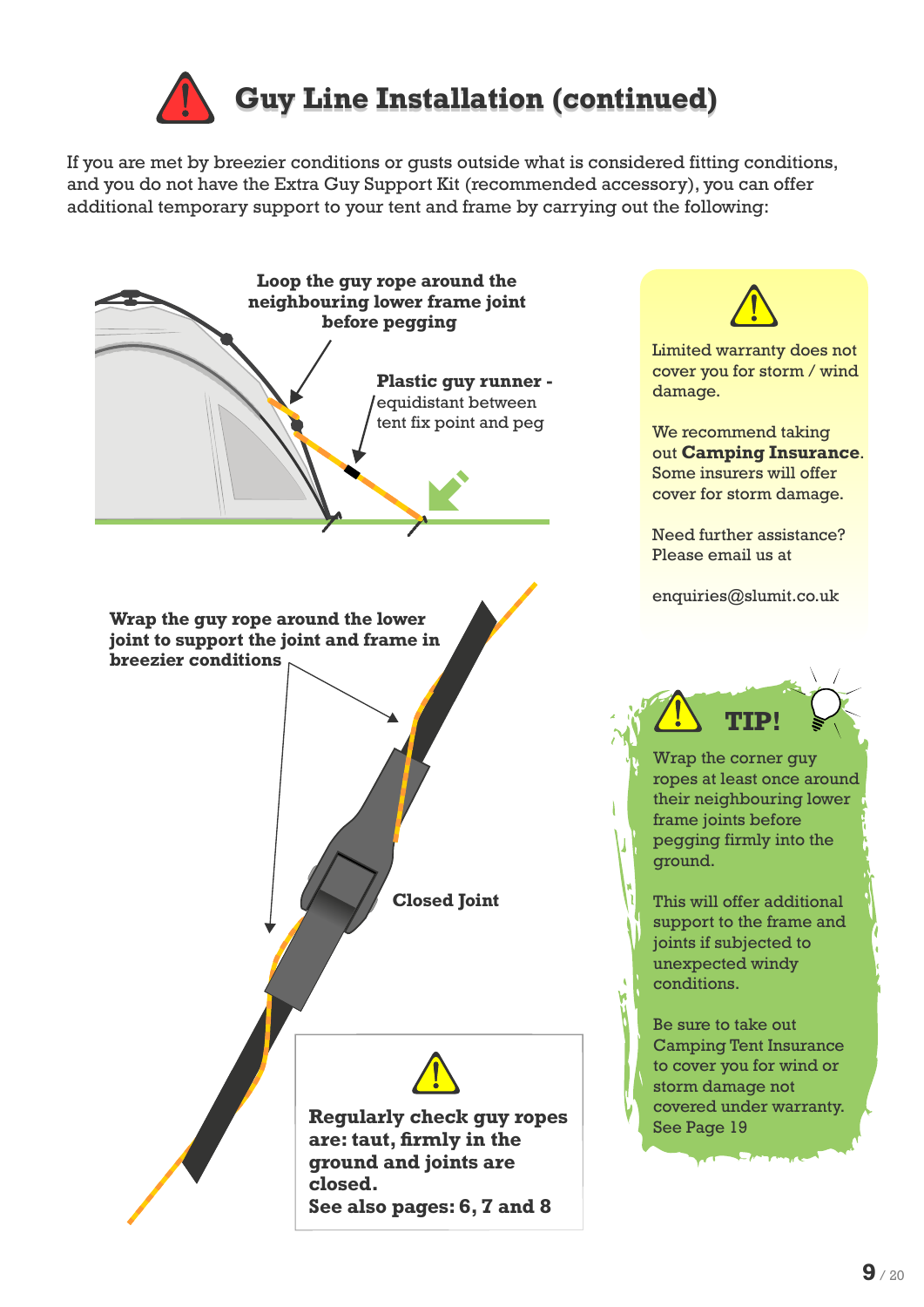# Guy Line Installation (continued)

If you are met by breezier conditions or gusts outside what is considered fitting conditions, and you do not have the Extra Guy Support Kit (recommended accessory), you can offer additional temporary support to your tent and frame by carrying out the following:

**Loop the guy rope around the neighbouring lower frame joint before pegging**

**Plastic guy runner -** equidistant between tent fix point and peg

**Wrap the guy rope around the lower joint to support the joint and frame in breezier conditions**

**Closed Joint**

**Regularly check guy ropes are: taut, firmly in the ground and joints are closed.**
**See also pages: 6, 7 and 8**

Limited warranty does not cover you for storm / wind damage.

We recommend taking out **Camping Insurance**. Some insurers will offer cover for storm damage.

Need further assistance? Please email us at

enquiries@slumit.co.uk

## TIP!

Wrap the corner guy ropes at least once around their neighbouring lower frame joints before pegging firmly into the ground.

This will offer additional support to the frame and joints if subjected to unexpected windy conditions.

Be sure to take out Camping Tent Insurance to cover you for wind or storm damage not covered under warranty. See Page 19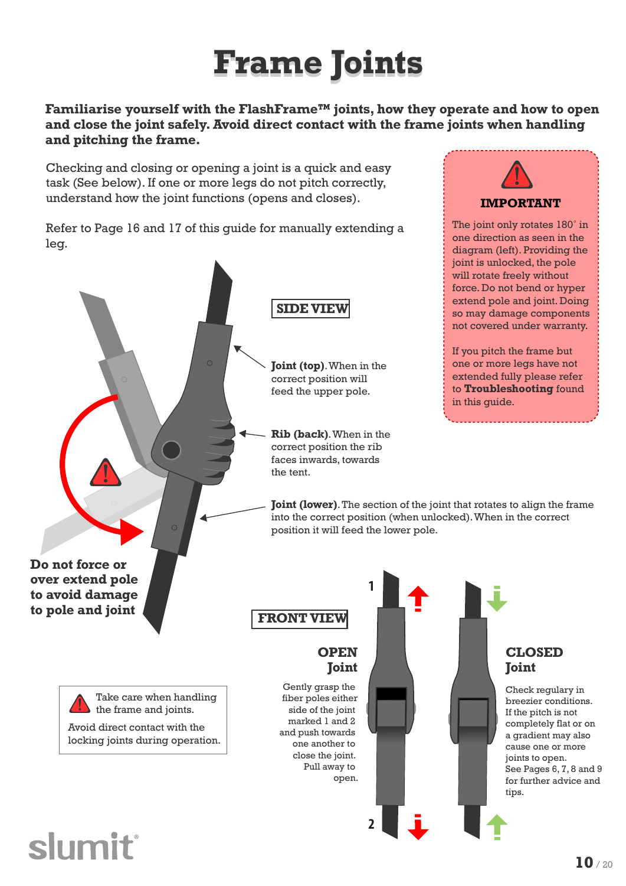# Frame Joints

**Familiarise yourself with the FlashFrame™ joints, how they operate and how to open and close the joint safely. Avoid direct contact with the frame joints when handling and pitching the frame.**

Checking and closing or opening a joint is a quick and easy task (See below). If one or more legs do not pitch correctly, understand how the joint functions (opens and closes).

Refer to Page 16 and 17 of this guide for manually extending a leg.

### IMPORTANT

The joint only rotates 180˚ in one direction as seen in the diagram (left). Providing the joint is unlocked, the pole will rotate freely without force. Do not bend or hyper extend pole and joint. Doing so may damage components not covered under warranty.

If you pitch the frame but one or more legs have not extended fully please refer to **Troubleshooting** found in this guide.

### SIDE VIEW

**Joint (top).** When in the correct position will feed the upper pole.

**Rib (back).** When in the correct position the rib faces inwards, towards the tent.

**Joint (lower).** The section of the joint that rotates to align the frame into the correct position (when unlocked). When in the correct position it will feed the lower pole.

**Do not force or over extend pole to avoid damage to pole and joint**

Take care when handling the frame and joints.

Avoid direct contact with the locking joints during operation.

### FRONT VIEW

**OPEN Joint**

Gently grasp the fiber poles either side of the joint marked 1 and 2 and push towards one another to close the joint. Pull away to open.

**CLOSED Joint**

Check regulary in breezier conditions. If the pitch is not completely flat or on a gradient may also cause one or more joints to open. See Pages 6, 7, 8 and 9 for further advice and tips.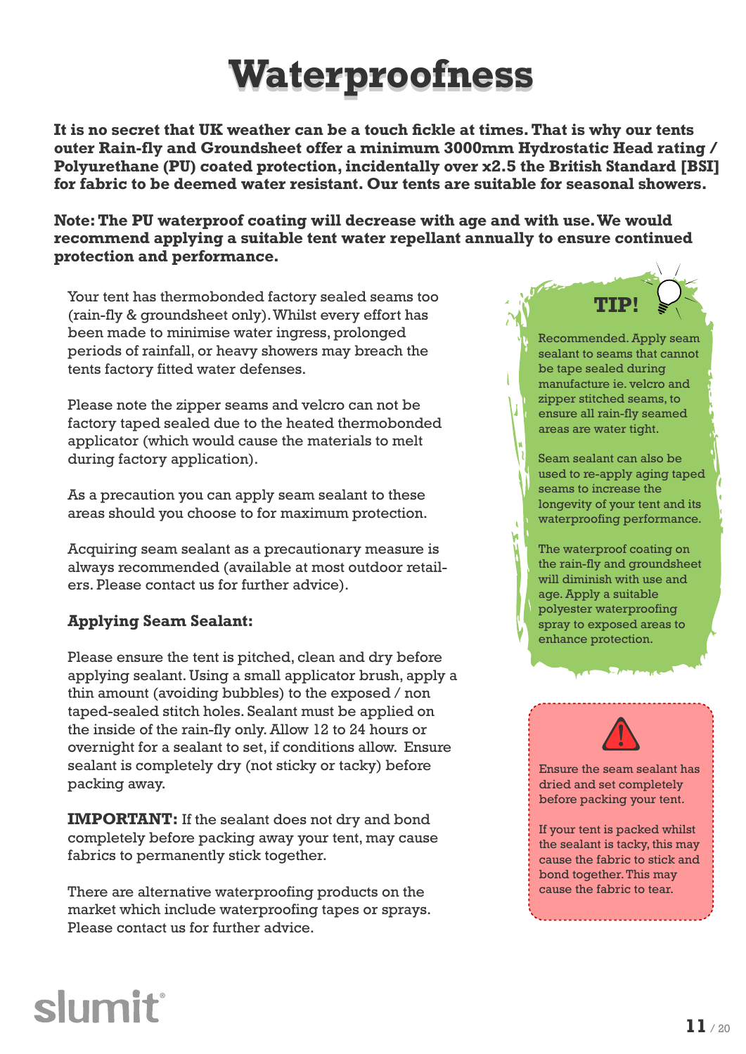# Waterproofness

**It is no secret that UK weather can be a touch fickle at times. That is why our tents outer Rain-fly and Groundsheet offer a minimum 3000mm Hydrostatic Head rating / Polyurethane (PU) coated protection, incidentally over x2.5 the British Standard [BSI] for fabric to be deemed water resistant. Our tents are suitable for seasonal showers.**

**Note: The PU waterproof coating will decrease with age and with use. We would recommend applying a suitable tent water repellant annually to ensure continued protection and performance.**

Your tent has thermobonded factory sealed seams too (rain-fly & groundsheet only). Whilst every effort has been made to minimise water ingress, prolonged periods of rainfall, or heavy showers may breach the tents factory fitted water defenses.

Please note the zipper seams and velcro can not be factory taped sealed due to the heated thermobonded applicator (which would cause the materials to melt during factory application).

As a precaution you can apply seam sealant to these areas should you choose to for maximum protection.

Acquiring seam sealant as a precautionary measure is always recommended (available at most outdoor retailers. Please contact us for further advice).

### Applying Seam Sealant:

Please ensure the tent is pitched, clean and dry before applying sealant. Using a small applicator brush, apply a thin amount (avoiding bubbles) to the exposed / non taped-sealed stitch holes. Sealant must be applied on the inside of the rain-fly only. Allow 12 to 24 hours or overnight for a sealant to set, if conditions allow. Ensure sealant is completely dry (not sticky or tacky) before packing away.

**IMPORTANT:** If the sealant does not dry and bond completely before packing away your tent, may cause fabrics to permanently stick together.

There are alternative waterproofing products on the market which include waterproofing tapes or sprays. Please contact us for further advice.

**TIP!**

Recommended. Apply seam sealant to seams that cannot be tape sealed during manufacture ie. velcro and zipper stitched seams, to ensure all rain-fly seamed areas are water tight.

Seam sealant can also be used to re-apply aging taped seams to increase the longevity of your tent and its waterproofing performance.

The waterproof coating on the rain-fly and groundsheet will diminish with use and age. Apply a suitable polyester waterproofing spray to exposed areas to enhance protection.

Ensure the seam sealant has dried and set completely before packing your tent.

If your tent is packed whilst the sealant is tacky, this may cause the fabric to stick and bond together. This may cause the fabric to tear.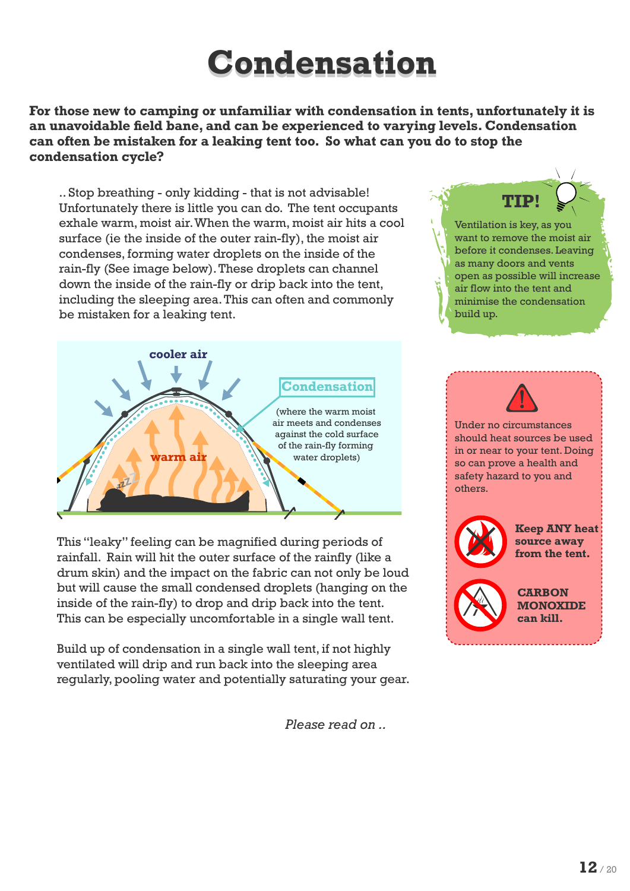# Condensation

**For those new to camping or unfamiliar with condensation in tents, unfortunately it is an unavoidable field bane, and can be experienced to varying levels. Condensation can often be mistaken for a leaking tent too. So what can you do to stop the condensation cycle?**

.. Stop breathing - only kidding - that is not advisable! Unfortunately there is little you can do. The tent occupants exhale warm, moist air. When the warm, moist air hits a cool surface (ie the inside of the outer rain-fly), the moist air condenses, forming water droplets on the inside of the rain-fly (See image below). These droplets can channel down the inside of the rain-fly or drip back into the tent, including the sleeping area. This can often and commonly be mistaken for a leaking tent.

cooler air

warm air

Condensation

(where the warm moist air meets and condenses against the cold surface of the rain-fly forming water droplets)

This "leaky" feeling can be magnified during periods of rainfall. Rain will hit the outer surface of the rainfly (like a drum skin) and the impact on the fabric can not only be loud but will cause the small condensed droplets (hanging on the inside of the rain-fly) to drop and drip back into the tent. This can be especially uncomfortable in a single wall tent.

Build up of condensation in a single wall tent, if not highly ventilated will drip and run back into the sleeping area regularly, pooling water and potentially saturating your gear.

*Please read on ..*

**TIP!**

Ventilation is key, as you want to remove the moist air before it condenses. Leaving as many doors and vents open as possible will increase air flow into the tent and minimise the condensation build up.

Under no circumstances should heat sources be used in or near to your tent. Doing so can prove a health and safety hazard to you and others.

**Keep ANY heat source away from the tent.**

**CARBON MONOXIDE can kill.**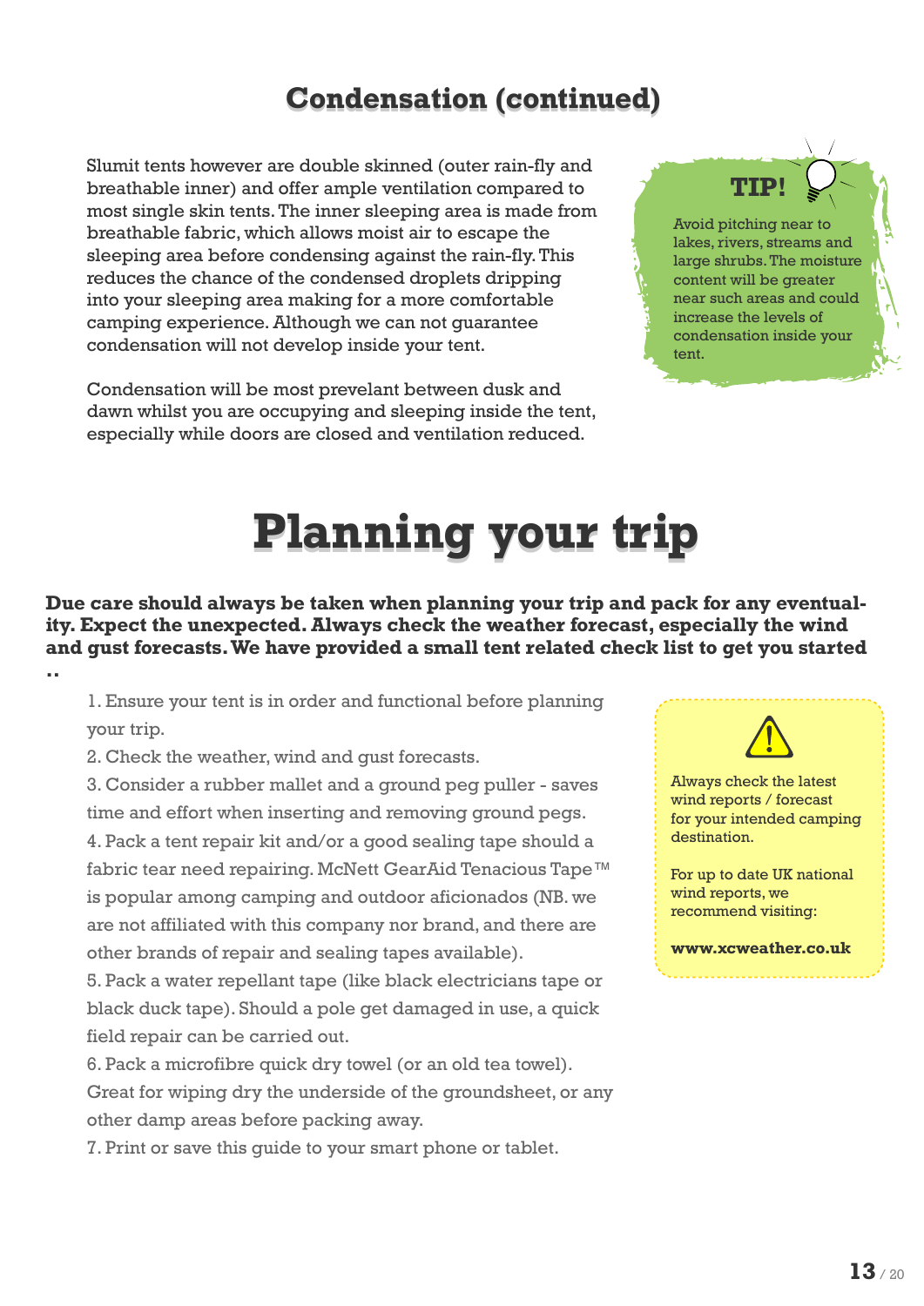## Condensation (continued)

Slumit tents however are double skinned (outer rain-fly and breathable inner) and offer ample ventilation compared to most single skin tents. The inner sleeping area is made from breathable fabric, which allows moist air to escape the sleeping area before condensing against the rain-fly. This reduces the chance of the condensed droplets dripping into your sleeping area making for a more comfortable camping experience. Although we can not guarantee condensation will not develop inside your tent.

Condensation will be most prevelant between dusk and dawn whilst you are occupying and sleeping inside the tent, especially while doors are closed and ventilation reduced.

**TIP!**

Avoid pitching near to lakes, rivers, streams and large shrubs. The moisture content will be greater near such areas and could increase the levels of condensation inside your tent.

# Planning your trip

**Due care should always be taken when planning your trip and pack for any eventuality. Expect the unexpected. Always check the weather forecast, especially the wind and gust forecasts. We have provided a small tent related check list to get you started ..**

1. Ensure your tent is in order and functional before planning your trip.
2. Check the weather, wind and gust forecasts.
3. Consider a rubber mallet and a ground peg puller - saves time and effort when inserting and removing ground pegs.
4. Pack a tent repair kit and/or a good sealing tape should a fabric tear need repairing. McNett GearAid Tenacious Tape™ is popular among camping and outdoor aficionados (NB. we are not affiliated with this company nor brand, and there are other brands of repair and sealing tapes available).
5. Pack a water repellant tape (like black electricians tape or black duck tape). Should a pole get damaged in use, a quick field repair can be carried out.
6. Pack a microfibre quick dry towel (or an old tea towel). Great for wiping dry the underside of the groundsheet, or any other damp areas before packing away.
7. Print or save this guide to your smart phone or tablet.

Always check the latest wind reports / forecast for your intended camping destination.

For up to date UK national wind reports, we recommend visiting:

**www.xcweather.co.uk**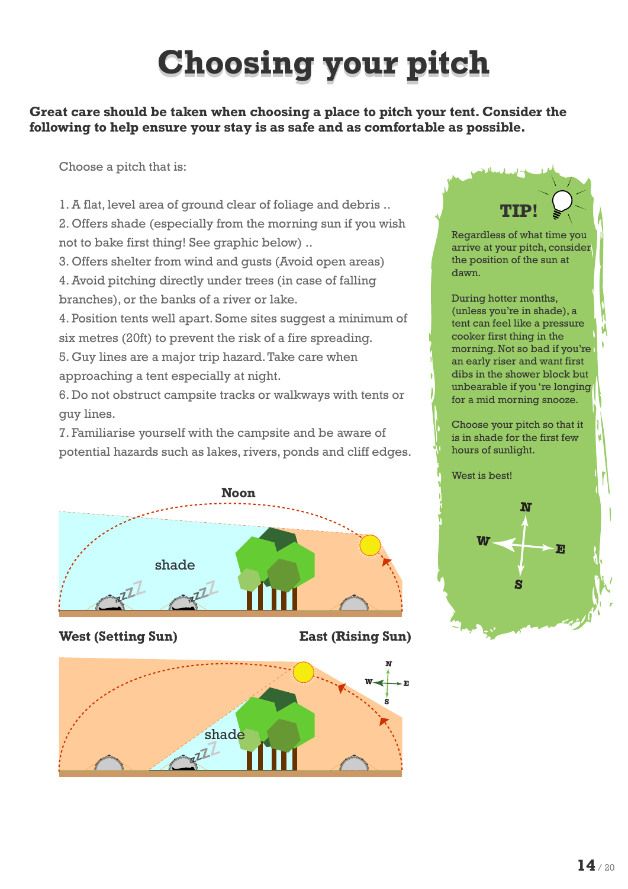# Choosing your pitch

**Great care should be taken when choosing a place to pitch your tent. Consider the following to help ensure your stay is as safe and as comfortable as possible.**

Choose a pitch that is:

1. A flat, level area of ground clear of foliage and debris ..
2. Offers shade (especially from the morning sun if you wish not to bake first thing! See graphic below) ..
3. Offers shelter from wind and gusts (Avoid open areas)
4. Avoid pitching directly under trees (in case of falling branches), or the banks of a river or lake.
4. Position tents well apart. Some sites suggest a minimum of six metres (20ft) to prevent the risk of a fire spreading.
5. Guy lines are a major trip hazard. Take care when approaching a tent especially at night.
6. Do not obstruct campsite tracks or walkways with tents or guy lines.
7. Familiarise yourself with the campsite and be aware of potential hazards such as lakes, rivers, ponds and cliff edges.

Noon

shade

West (Setting Sun) East (Rising Sun)

shade

## TIP!

Regardless of what time you arrive at your pitch, consider the position of the sun at dawn.

During hotter months, (unless you're in shade), a tent can feel like a pressure cooker first thing in the morning. Not so bad if you're an early riser and want first dibs in the shower block but unbearable if you 're longing for a mid morning snooze.

Choose your pitch so that it is in shade for the first few hours of sunlight.

West is best!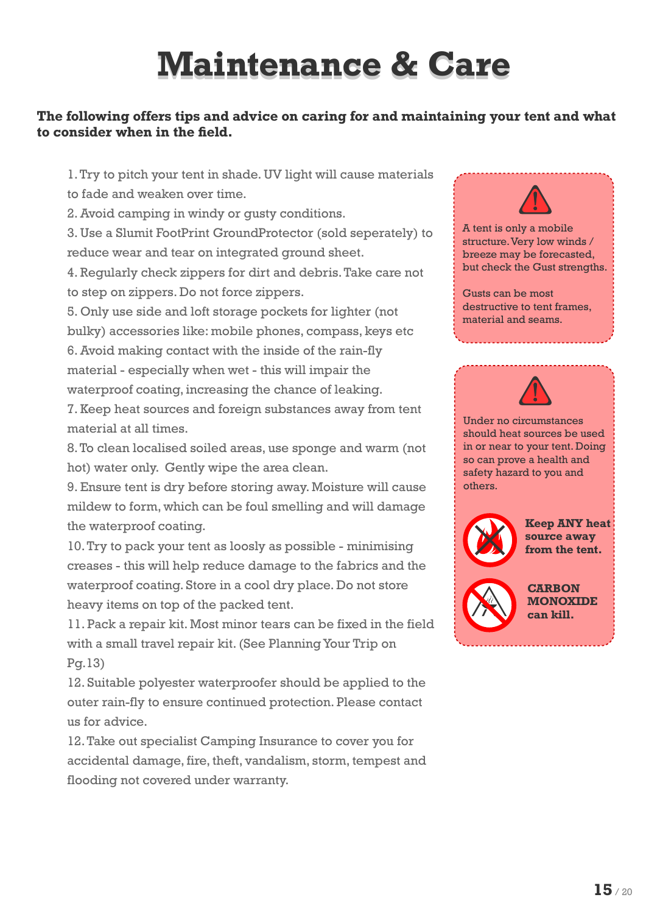# Maintenance & Care

**The following offers tips and advice on caring for and maintaining your tent and what to consider when in the field.**

1. Try to pitch your tent in shade. UV light will cause materials to fade and weaken over time.
2. Avoid camping in windy or gusty conditions.
3. Use a Slumit FootPrint GroundProtector (sold seperately) to reduce wear and tear on integrated ground sheet.
4. Regularly check zippers for dirt and debris. Take care not to step on zippers. Do not force zippers.
5. Only use side and loft storage pockets for lighter (not bulky) accessories like: mobile phones, compass, keys etc
6. Avoid making contact with the inside of the rain-fly material - especially when wet - this will impair the waterproof coating, increasing the chance of leaking.
7. Keep heat sources and foreign substances away from tent material at all times.
8. To clean localised soiled areas, use sponge and warm (not hot) water only. Gently wipe the area clean.
9. Ensure tent is dry before storing away. Moisture will cause mildew to form, which can be foul smelling and will damage the waterproof coating.
10. Try to pack your tent as loosly as possible - minimising creases - this will help reduce damage to the fabrics and the waterproof coating. Store in a cool dry place. Do not store heavy items on top of the packed tent.
11. Pack a repair kit. Most minor tears can be fixed in the field with a small travel repair kit. (See Planning Your Trip on Pg.13)
12. Suitable polyester waterproofer should be applied to the outer rain-fly to ensure continued protection. Please contact us for advice.
12. Take out specialist Camping Insurance to cover you for accidental damage, fire, theft, vandalism, storm, tempest and flooding not covered under warranty.

A tent is only a mobile structure. Very low winds / breeze may be forecasted, but check the Gust strengths.

Gusts can be most destructive to tent frames, material and seams.

Under no circumstances should heat sources be used in or near to your tent. Doing so can prove a health and safety hazard to you and others.

**Keep ANY heat source away from the tent.**

**CARBON MONOXIDE can kill.**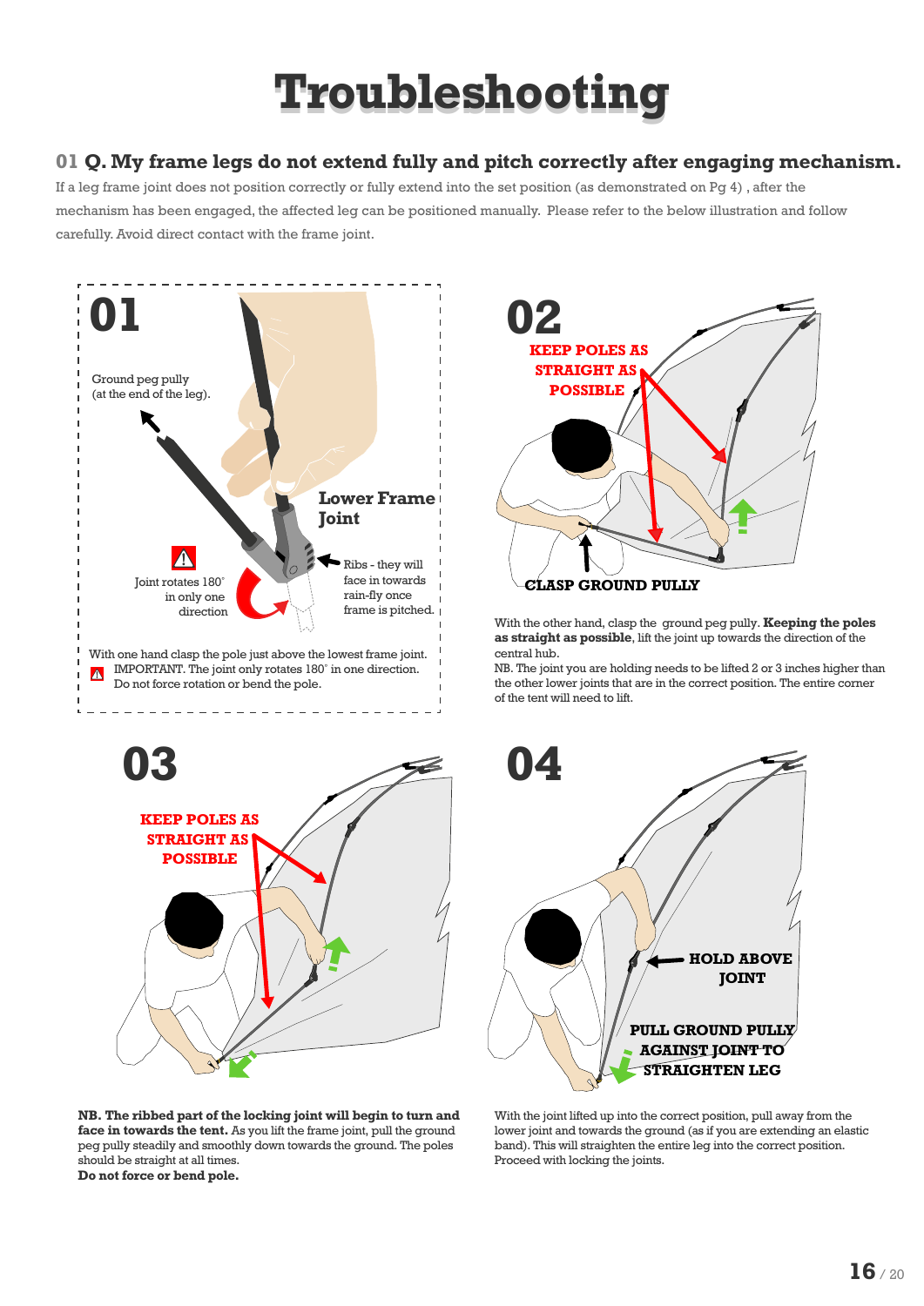# Troubleshooting

## 01 Q. My frame legs do not extend fully and pitch correctly after engaging mechanism.

If a leg frame joint does not position correctly or fully extend into the set position (as demonstrated on Pg 4) , after the mechanism has been engaged, the affected leg can be positioned manually. Please refer to the below illustration and follow carefully. Avoid direct contact with the frame joint.

### 01

Ground peg pully (at the end of the leg).

Lower Frame Joint

Ribs - they will face in towards rain-fly once frame is pitched.

Joint rotates 180˚ in only one direction

With one hand clasp the pole just above the lowest frame joint.

IMPORTANT. The joint only rotates 180˚ in one direction. Do not force rotation or bend the pole.

### 02

KEEP POLES AS STRAIGHT AS POSSIBLE

CLASP GROUND PULLY

With the other hand, clasp the ground peg pully. **Keeping the poles as straight as possible**, lift the joint up towards the direction of the central hub.

NB. The joint you are holding needs to be lifted 2 or 3 inches higher than the other lower joints that are in the correct position. The entire corner of the tent will need to lift.

### 03

KEEP POLES AS STRAIGHT AS POSSIBLE

**NB. The ribbed part of the locking joint will begin to turn and face in towards the tent.** As you lift the frame joint, pull the ground peg pully steadily and smoothly down towards the ground. The poles should be straight at all times.

**Do not force or bend pole.**

### 04

HOLD ABOVE JOINT

PULL GROUND PULLY AGAINST JOINT TO STRAIGHTEN LEG

With the joint lifted up into the correct position, pull away from the lower joint and towards the ground (as if you are extending an elastic band). This will straighten the entire leg into the correct position. Proceed with locking the joints.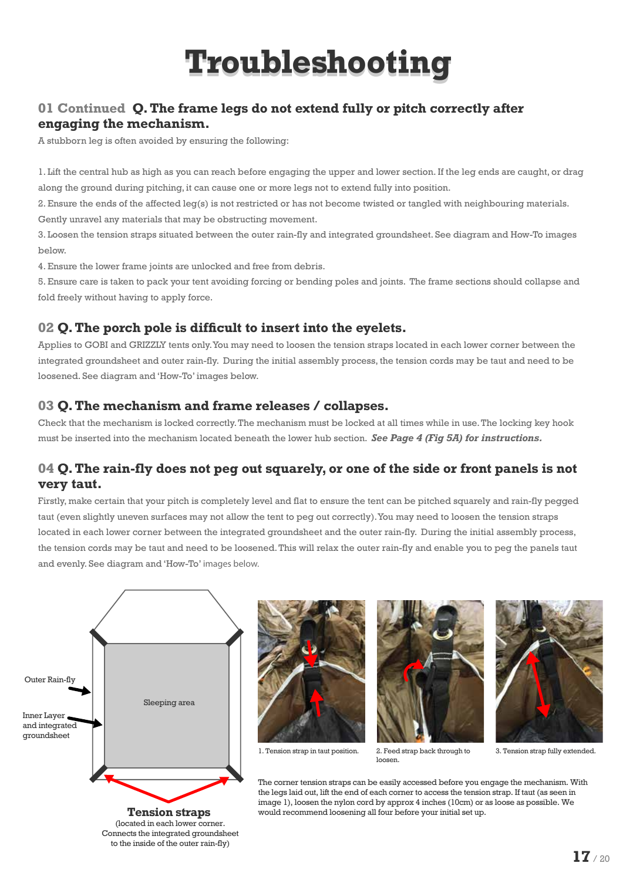# Troubleshooting

## 01 Continued Q. The frame legs do not extend fully or pitch correctly after engaging the mechanism.

A stubborn leg is often avoided by ensuring the following:

1. Lift the central hub as high as you can reach before engaging the upper and lower section. If the leg ends are caught, or drag along the ground during pitching, it can cause one or more legs not to extend fully into position.
2. Ensure the ends of the affected leg(s) is not restricted or has not become twisted or tangled with neighbouring materials. Gently unravel any materials that may be obstructing movement.
3. Loosen the tension straps situated between the outer rain-fly and integrated groundsheet. See diagram and How-To images below.
4. Ensure the lower frame joints are unlocked and free from debris.
5. Ensure care is taken to pack your tent avoiding forcing or bending poles and joints. The frame sections should collapse and fold freely without having to apply force.

## 02 Q. The porch pole is difficult to insert into the eyelets.

Applies to GOBI and GRIZZLY tents only. You may need to loosen the tension straps located in each lower corner between the integrated groundsheet and outer rain-fly. During the initial assembly process, the tension cords may be taut and need to be loosened. See diagram and 'How-To' images below.

## 03 Q. The mechanism and frame releases / collapses.

Check that the mechanism is locked correctly. The mechanism must be locked at all times while in use. The locking key hook must be inserted into the mechanism located beneath the lower hub section. ***See Page 4 (Fig 5A) for instructions.***

## 04 Q. The rain-fly does not peg out squarely, or one of the side or front panels is not very taut.

Firstly, make certain that your pitch is completely level and flat to ensure the tent can be pitched squarely and rain-fly pegged taut (even slightly uneven surfaces may not allow the tent to peg out correctly). You may need to loosen the tension straps located in each lower corner between the integrated groundsheet and the outer rain-fly. During the initial assembly process, the tension cords may be taut and need to be loosened. This will relax the outer rain-fly and enable you to peg the panels taut and evenly. See diagram and 'How-To' images below.

Outer Rain-fly

Inner Layer and integrated groundsheet

Sleeping area

**Tension straps**
(located in each lower corner. Connects the integrated groundsheet to the inside of the outer rain-fly)

1. Tension strap in taut position.

2. Feed strap back through to loosen.

3. Tension strap fully extended.

The corner tension straps can be easily accessed before you engage the mechanism. With the legs laid out, lift the end of each corner to access the tension strap. If taut (as seen in image 1), loosen the nylon cord by approx 4 inches (10cm) or as loose as possible. We would recommend loosening all four before your initial set up.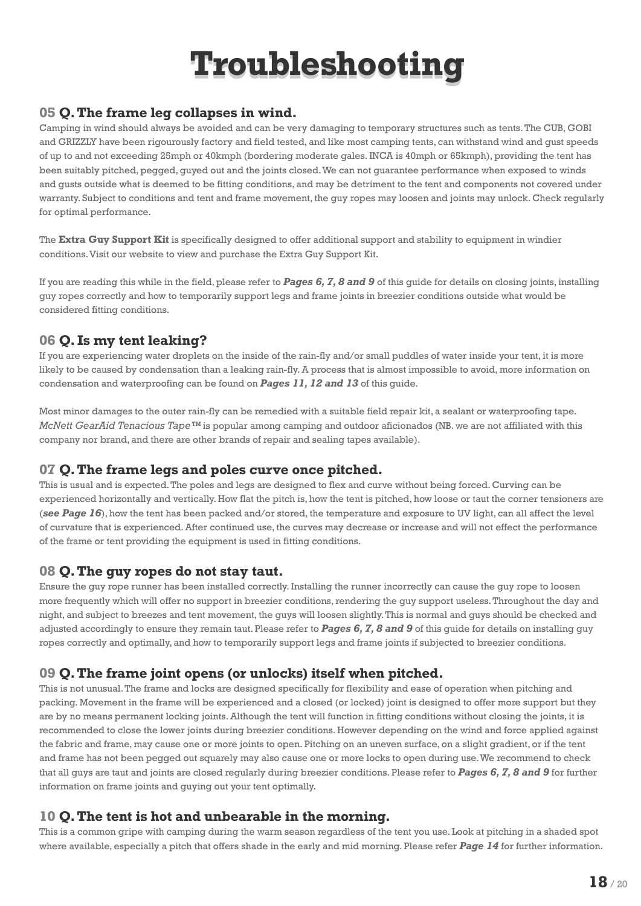# Troubleshooting

## 05 Q. The frame leg collapses in wind.

Camping in wind should always be avoided and can be very damaging to temporary structures such as tents. The CUB, GOBI and GRIZZLY have been rigourously factory and field tested, and like most camping tents, can withstand wind and gust speeds of up to and not exceeding 25mph or 40kmph (bordering moderate gales. INCA is 40mph or 65kmph), providing the tent has been suitably pitched, pegged, guyed out and the joints closed. We can not guarantee performance when exposed to winds and gusts outside what is deemed to be fitting conditions, and may be detriment to the tent and components not covered under warranty. Subject to conditions and tent and frame movement, the guy ropes may loosen and joints may unlock. Check regularly for optimal performance.

The **Extra Guy Support Kit** is specifically designed to offer additional support and stability to equipment in windier conditions. Visit our website to view and purchase the Extra Guy Support Kit.

If you are reading this while in the field, please refer to ***Pages 6, 7, 8 and 9*** of this guide for details on closing joints, installing guy ropes correctly and how to temporarily support legs and frame joints in breezier conditions outside what would be considered fitting conditions.

## 06 Q. Is my tent leaking?

If you are experiencing water droplets on the inside of the rain-fly and/or small puddles of water inside your tent, it is more likely to be caused by condensation than a leaking rain-fly. A process that is almost impossible to avoid, more information on condensation and waterproofing can be found on ***Pages 11, 12 and 13*** of this guide.

Most minor damages to the outer rain-fly can be remedied with a suitable field repair kit, a sealant or waterproofing tape. *McNett GearAid Tenacious Tape™* is popular among camping and outdoor aficionados (NB. we are not affiliated with this company nor brand, and there are other brands of repair and sealing tapes available).

## 07 Q. The frame legs and poles curve once pitched.

This is usual and is expected. The poles and legs are designed to flex and curve without being forced. Curving can be experienced horizontally and vertically. How flat the pitch is, how the tent is pitched, how loose or taut the corner tensioners are (***see Page 16***), how the tent has been packed and/or stored, the temperature and exposure to UV light, can all affect the level of curvature that is experienced. After continued use, the curves may decrease or increase and will not effect the performance of the frame or tent providing the equipment is used in fitting conditions.

## 08 Q. The guy ropes do not stay taut.

Ensure the guy rope runner has been installed correctly. Installing the runner incorrectly can cause the guy rope to loosen more frequently which will offer no support in breezier conditions, rendering the guy support useless. Throughout the day and night, and subject to breezes and tent movement, the guys will loosen slightly. This is normal and guys should be checked and adjusted accordingly to ensure they remain taut. Please refer to ***Pages 6, 7, 8 and 9*** of this guide for details on installing guy ropes correctly and optimally, and how to temporarily support legs and frame joints if subjected to breezier conditions.

## 09 Q. The frame joint opens (or unlocks) itself when pitched.

This is not unusual. The frame and locks are designed specifically for flexibility and ease of operation when pitching and packing. Movement in the frame will be experienced and a closed (or locked) joint is designed to offer more support but they are by no means permanent locking joints. Although the tent will function in fitting conditions without closing the joints, it is recommended to close the lower joints during breezier conditions. However depending on the wind and force applied against the fabric and frame, may cause one or more joints to open. Pitching on an uneven surface, on a slight gradient, or if the tent and frame has not been pegged out squarely may also cause one or more locks to open during use. We recommend to check that all guys are taut and joints are closed regularly during breezier conditions. Please refer to ***Pages 6, 7, 8 and 9*** for further information on frame joints and guying out your tent optimally.

## 10 Q. The tent is hot and unbearable in the morning.

This is a common gripe with camping during the warm season regardless of the tent you use. Look at pitching in a shaded spot where available, especially a pitch that offers shade in the early and mid morning. Please refer ***Page 14*** for further information.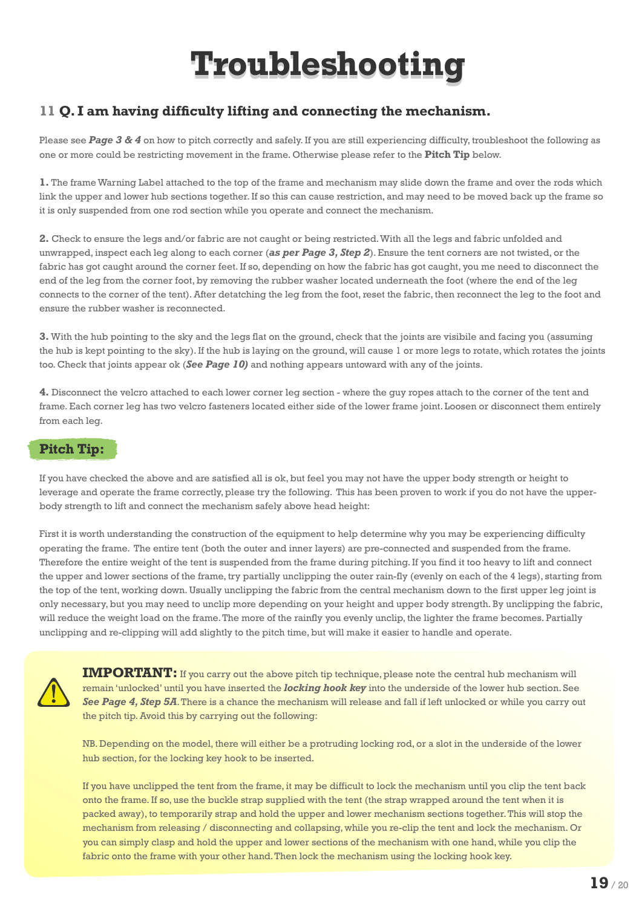# Troubleshooting

## 11 Q. I am having difficulty lifting and connecting the mechanism.

Please see ***Page 3 & 4*** on how to pitch correctly and safely. If you are still experiencing difficulty, troubleshoot the following as one or more could be restricting movement in the frame. Otherwise please refer to the **Pitch Tip** below.

**1.** The frame Warning Label attached to the top of the frame and mechanism may slide down the frame and over the rods which link the upper and lower hub sections together. If so this can cause restriction, and may need to be moved back up the frame so it is only suspended from one rod section while you operate and connect the mechanism.

**2.** Check to ensure the legs and/or fabric are not caught or being restricted. With all the legs and fabric unfolded and unwrapped, inspect each leg along to each corner (***as per Page 3, Step 2***). Ensure the tent corners are not twisted, or the fabric has got caught around the corner feet. If so, depending on how the fabric has got caught, you me need to disconnect the end of the leg from the corner foot, by removing the rubber washer located underneath the foot (where the end of the leg connects to the corner of the tent). After detatching the leg from the foot, reset the fabric, then reconnect the leg to the foot and ensure the rubber washer is reconnected.

**3.** With the hub pointing to the sky and the legs flat on the ground, check that the joints are visibile and facing you (assuming the hub is kept pointing to the sky). If the hub is laying on the ground, will cause 1 or more legs to rotate, which rotates the joints too. Check that joints appear ok (***See Page 10)*** and nothing appears untoward with any of the joints.

**4.** Disconnect the velcro attached to each lower corner leg section - where the guy ropes attach to the corner of the tent and frame. Each corner leg has two velcro fasteners located either side of the lower frame joint. Loosen or disconnect them entirely from each leg.

### Pitch Tip:

If you have checked the above and are satisfied all is ok, but feel you may not have the upper body strength or height to leverage and operate the frame correctly, please try the following. This has been proven to work if you do not have the upper-body strength to lift and connect the mechanism safely above head height:

First it is worth understanding the construction of the equipment to help determine why you may be experiencing difficulty operating the frame. The entire tent (both the outer and inner layers) are pre-connected and suspended from the frame. Therefore the entire weight of the tent is suspended from the frame during pitching. If you find it too heavy to lift and connect the upper and lower sections of the frame, try partially unclipping the outer rain-fly (evenly on each of the 4 legs), starting from the top of the tent, working down. Usually unclipping the fabric from the central mechanism down to the first upper leg joint is only necessary, but you may need to unclip more depending on your height and upper body strength. By unclipping the fabric, will reduce the weight load on the frame. The more of the rainfly you evenly unclip, the lighter the frame becomes. Partially unclipping and re-clipping will add slightly to the pitch time, but will make it easier to handle and operate.

**IMPORTANT:** If you carry out the above pitch tip technique, please note the central hub mechanism will remain 'unlocked' until you have inserted the ***locking hook key*** into the underside of the lower hub section. See ***See Page 4, Step 5A***. There is a chance the mechanism will release and fall if left unlocked or while you carry out the pitch tip. Avoid this by carrying out the following:

NB. Depending on the model, there will either be a protruding locking rod, or a slot in the underside of the lower hub section, for the locking key hook to be inserted.

If you have unclipped the tent from the frame, it may be difficult to lock the mechanism until you clip the tent back onto the frame. If so, use the buckle strap supplied with the tent (the strap wrapped around the tent when it is packed away), to temporarily strap and hold the upper and lower mechanism sections together. This will stop the mechanism from releasing / disconnecting and collapsing, while you re-clip the tent and lock the mechanism. Or you can simply clasp and hold the upper and lower sections of the mechanism with one hand, while you clip the fabric onto the frame with your other hand. Then lock the mechanism using the locking hook key.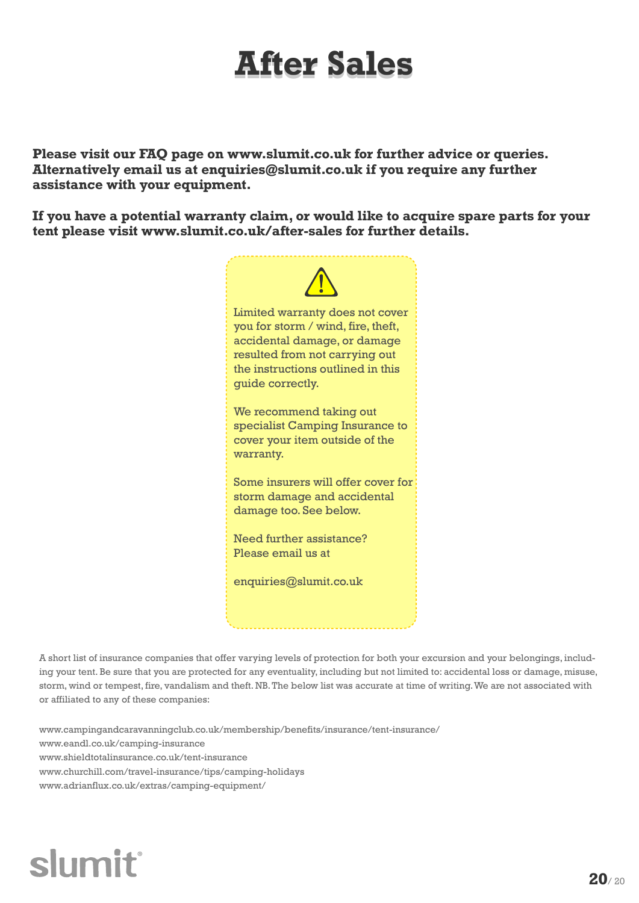# After Sales

**Please visit our FAQ page on www.slumit.co.uk for further advice or queries. Alternatively email us at enquiries@slumit.co.uk if you require any further assistance with your equipment.**

**If you have a potential warranty claim, or would like to acquire spare parts for your tent please visit www.slumit.co.uk/after-sales for further details.**

⚠

Limited warranty does not cover you for storm / wind, fire, theft, accidental damage, or damage resulted from not carrying out the instructions outlined in this guide correctly.

We recommend taking out specialist Camping Insurance to cover your item outside of the warranty.

Some insurers will offer cover for storm damage and accidental damage too. See below.

Need further assistance?
Please email us at

enquiries@slumit.co.uk

A short list of insurance companies that offer varying levels of protection for both your excursion and your belongings, including your tent. Be sure that you are protected for any eventuality, including but not limited to: accidental loss or damage, misuse, storm, wind or tempest, fire, vandalism and theft. NB. The below list was accurate at time of writing. We are not associated with or affiliated to any of these companies:

www.campingandcaravanningclub.co.uk/membership/benefits/insurance/tent-insurance/
www.eandl.co.uk/camping-insurance
www.shieldtotalinsurance.co.uk/tent-insurance
www.churchill.com/travel-insurance/tips/camping-holidays
www.adrianflux.co.uk/extras/camping-equipment/

slumit®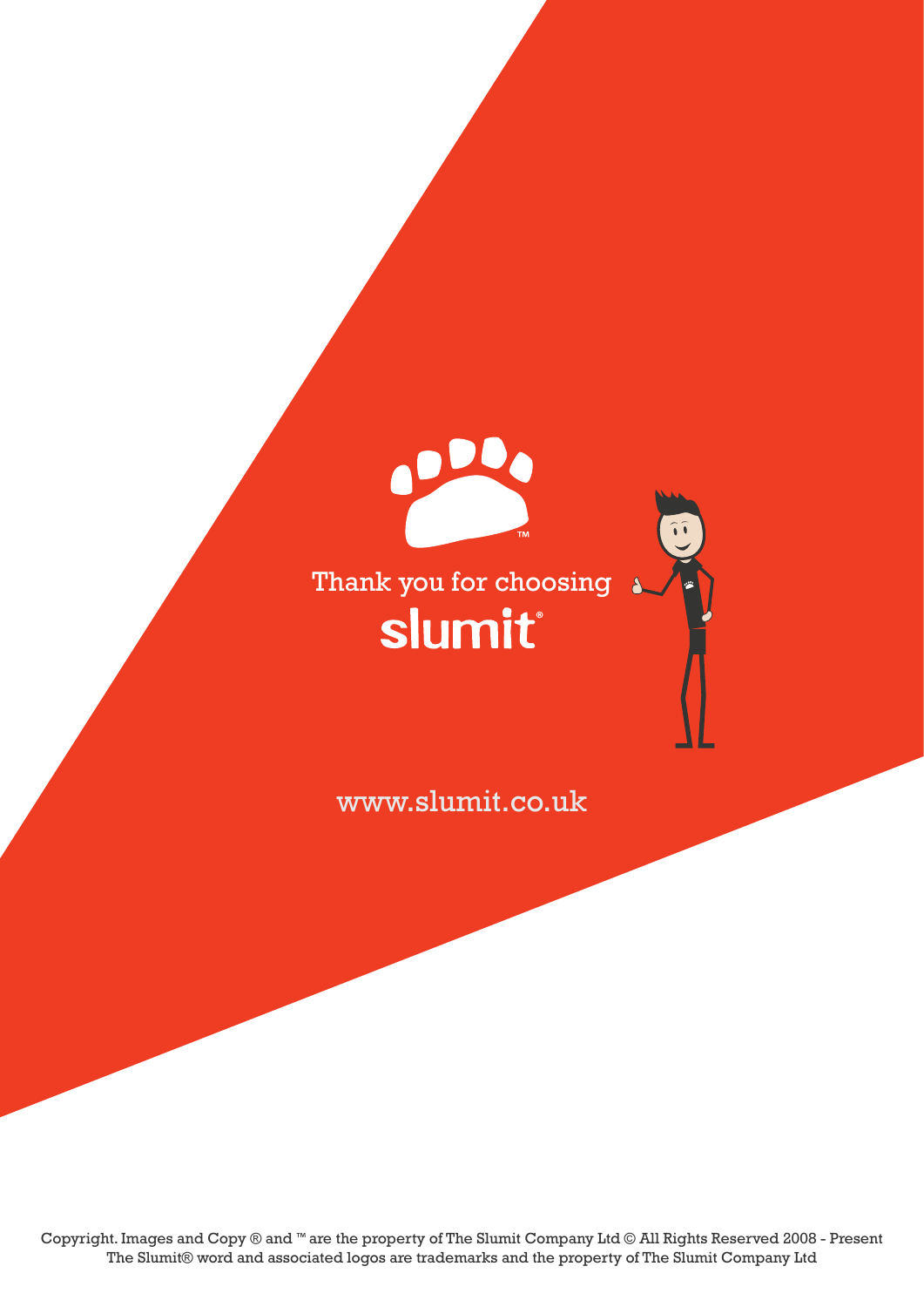Thank you for choosing

slumit®

www.slumit.co.uk

Copyright. Images and Copy ® and ™ are the property of The Slumit Company Ltd © All Rights Reserved 2008 - Present
The Slumit® word and associated logos are trademarks and the property of The Slumit Company Ltd